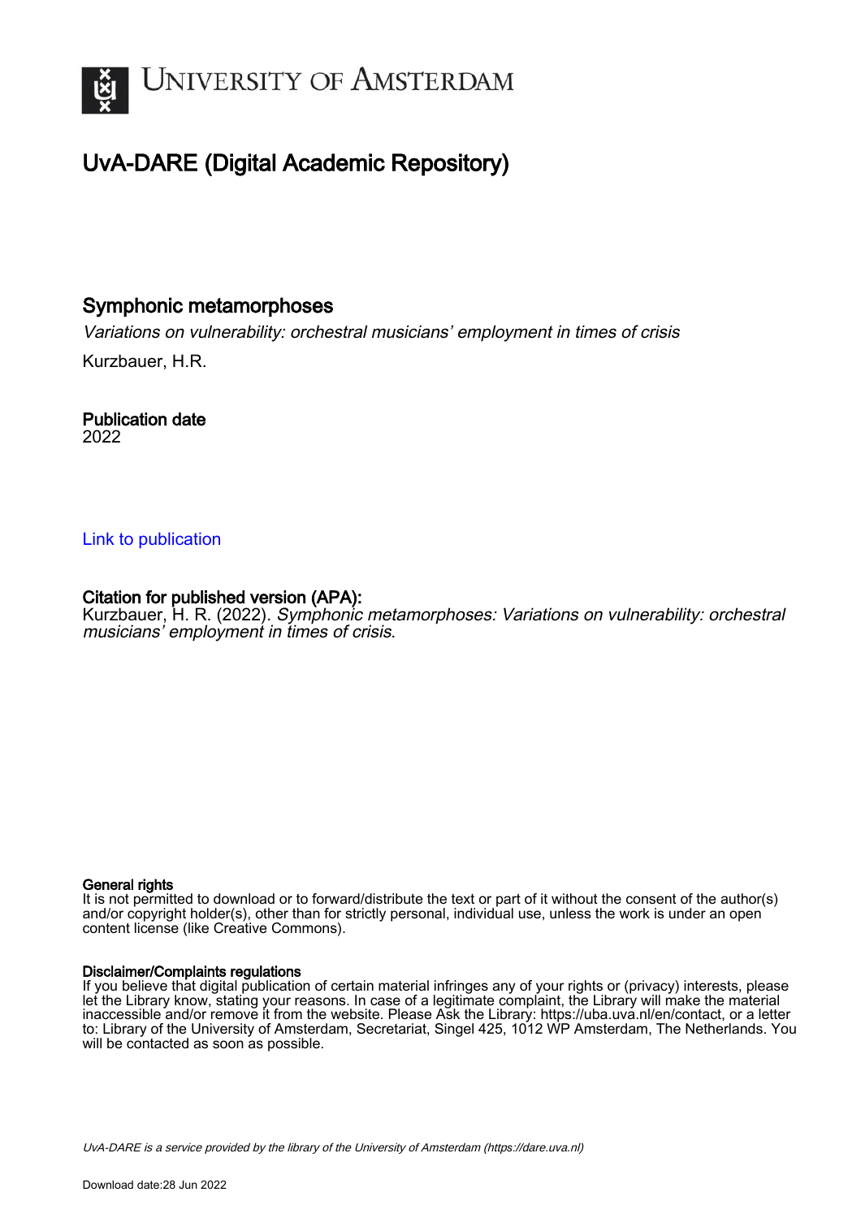# UvA-DARE (Digital Academic Repository)

## Symphonic metamorphoses

*Variations on vulnerability: orchestral musicians' employment in times of crisis*

Kurzbauer, H.R.

**Publication date**
2022

Link to publication

**Citation for published version (APA):**
Kurzbauer, H. R. (2022). *Symphonic metamorphoses: Variations on vulnerability: orchestral musicians' employment in times of crisis*.

**General rights**
It is not permitted to download or to forward/distribute the text or part of it without the consent of the author(s) and/or copyright holder(s), other than for strictly personal, individual use, unless the work is under an open content license (like Creative Commons).

**Disclaimer/Complaints regulations**
If you believe that digital publication of certain material infringes any of your rights or (privacy) interests, please let the Library know, stating your reasons. In case of a legitimate complaint, the Library will make the material inaccessible and/or remove it from the website. Please Ask the Library: https://uba.uva.nl/en/contact, or a letter to: Library of the University of Amsterdam, Secretariat, Singel 425, 1012 WP Amsterdam, The Netherlands. You will be contacted as soon as possible.

*UvA-DARE is a service provided by the library of the University of Amsterdam (https://dare.uva.nl)*

Download date:28 Jun 2022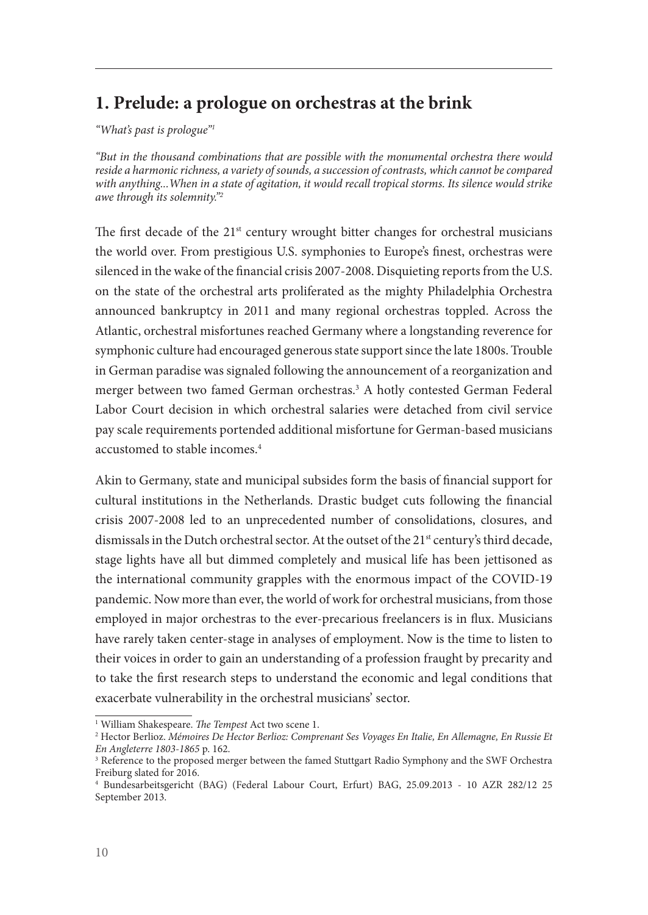## 1. Prelude: a prologue on orchestras at the brink

*"What's past is prologue"*[1]

*"But in the thousand combinations that are possible with the monumental orchestra there would reside a harmonic richness, a variety of sounds, a succession of contrasts, which cannot be compared with anything...When in a state of agitation, it would recall tropical storms. Its silence would strike awe through its solemnity."*[2]

The first decade of the 21st century wrought bitter changes for orchestral musicians the world over. From prestigious U.S. symphonies to Europe's finest, orchestras were silenced in the wake of the financial crisis 2007-2008. Disquieting reports from the U.S. on the state of the orchestral arts proliferated as the mighty Philadelphia Orchestra announced bankruptcy in 2011 and many regional orchestras toppled. Across the Atlantic, orchestral misfortunes reached Germany where a longstanding reverence for symphonic culture had encouraged generous state support since the late 1800s. Trouble in German paradise was signaled following the announcement of a reorganization and merger between two famed German orchestras.[3] A hotly contested German Federal Labor Court decision in which orchestral salaries were detached from civil service pay scale requirements portended additional misfortune for German-based musicians accustomed to stable incomes.[4]

Akin to Germany, state and municipal subsides form the basis of financial support for cultural institutions in the Netherlands. Drastic budget cuts following the financial crisis 2007-2008 led to an unprecedented number of consolidations, closures, and dismissals in the Dutch orchestral sector. At the outset of the 21st century's third decade, stage lights have all but dimmed completely and musical life has been jettisoned as the international community grapples with the enormous impact of the COVID-19 pandemic. Now more than ever, the world of work for orchestral musicians, from those employed in major orchestras to the ever-precarious freelancers is in flux. Musicians have rarely taken center-stage in analyses of employment. Now is the time to listen to their voices in order to gain an understanding of a profession fraught by precarity and to take the first research steps to understand the economic and legal conditions that exacerbate vulnerability in the orchestral musicians' sector.

---

[1] William Shakespeare. *The Tempest* Act two scene 1.

[2] Hector Berlioz. *Mémoires De Hector Berlioz: Comprenant Ses Voyages En Italie, En Allemagne, En Russie Et En Angleterre 1803-1865* p. 162.

[3] Reference to the proposed merger between the famed Stuttgart Radio Symphony and the SWF Orchestra Freiburg slated for 2016.

[4] Bundesarbeitsgericht (BAG) (Federal Labour Court, Erfurt) BAG, 25.09.2013 - 10 AZR 282/12 25 September 2013.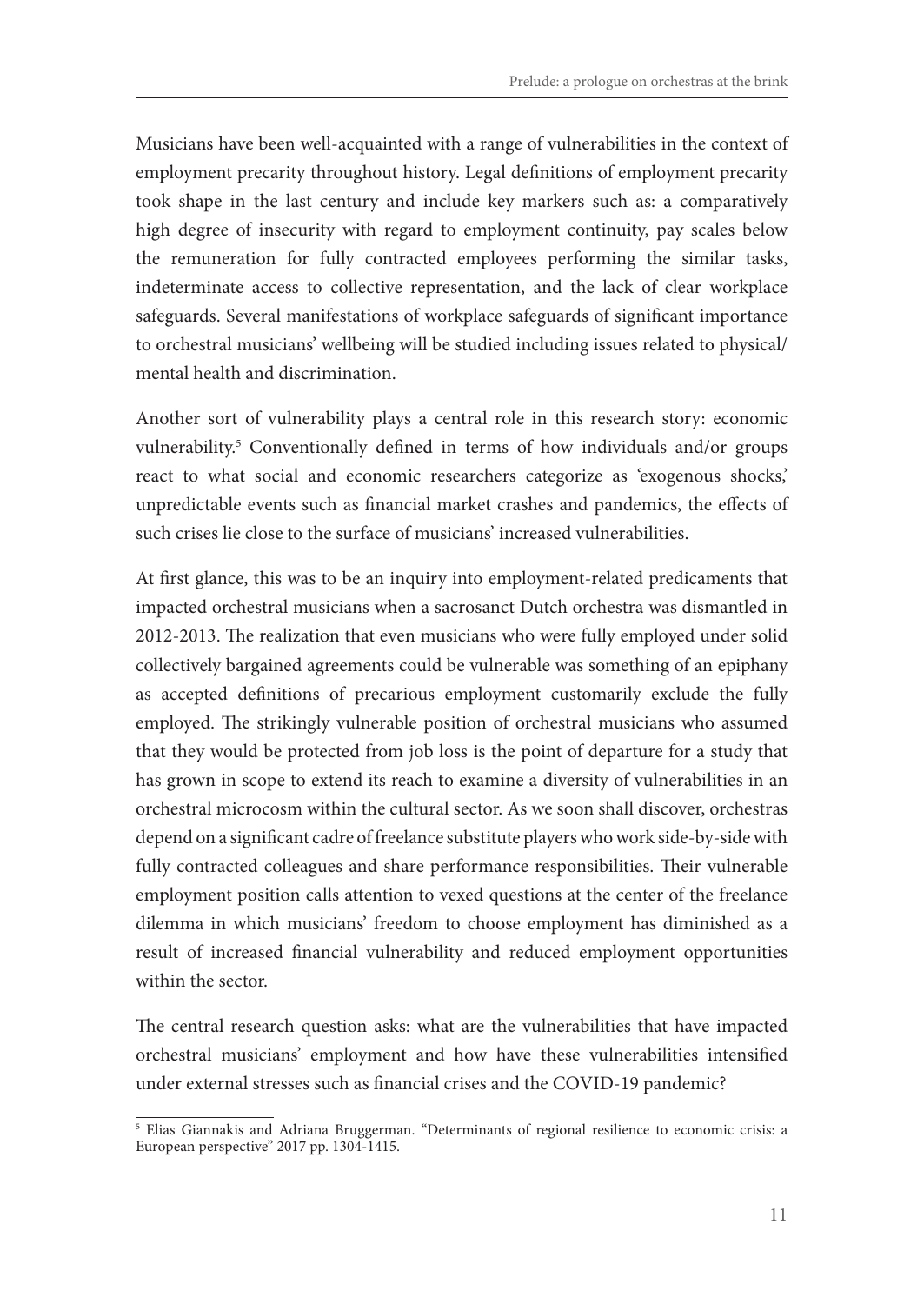Musicians have been well-acquainted with a range of vulnerabilities in the context of employment precarity throughout history. Legal definitions of employment precarity took shape in the last century and include key markers such as: a comparatively high degree of insecurity with regard to employment continuity, pay scales below the remuneration for fully contracted employees performing the similar tasks, indeterminate access to collective representation, and the lack of clear workplace safeguards. Several manifestations of workplace safeguards of significant importance to orchestral musicians' wellbeing will be studied including issues related to physical/mental health and discrimination.

Another sort of vulnerability plays a central role in this research story: economic vulnerability.[5] Conventionally defined in terms of how individuals and/or groups react to what social and economic researchers categorize as 'exogenous shocks,' unpredictable events such as financial market crashes and pandemics, the effects of such crises lie close to the surface of musicians' increased vulnerabilities.

At first glance, this was to be an inquiry into employment-related predicaments that impacted orchestral musicians when a sacrosanct Dutch orchestra was dismantled in 2012-2013. The realization that even musicians who were fully employed under solid collectively bargained agreements could be vulnerable was something of an epiphany as accepted definitions of precarious employment customarily exclude the fully employed. The strikingly vulnerable position of orchestral musicians who assumed that they would be protected from job loss is the point of departure for a study that has grown in scope to extend its reach to examine a diversity of vulnerabilities in an orchestral microcosm within the cultural sector. As we soon shall discover, orchestras depend on a significant cadre of freelance substitute players who work side-by-side with fully contracted colleagues and share performance responsibilities. Their vulnerable employment position calls attention to vexed questions at the center of the freelance dilemma in which musicians' freedom to choose employment has diminished as a result of increased financial vulnerability and reduced employment opportunities within the sector.

The central research question asks: what are the vulnerabilities that have impacted orchestral musicians' employment and how have these vulnerabilities intensified under external stresses such as financial crises and the COVID-19 pandemic?

[5] Elias Giannakis and Adriana Bruggerman. "Determinants of regional resilience to economic crisis: a European perspective" 2017 pp. 1304-1415.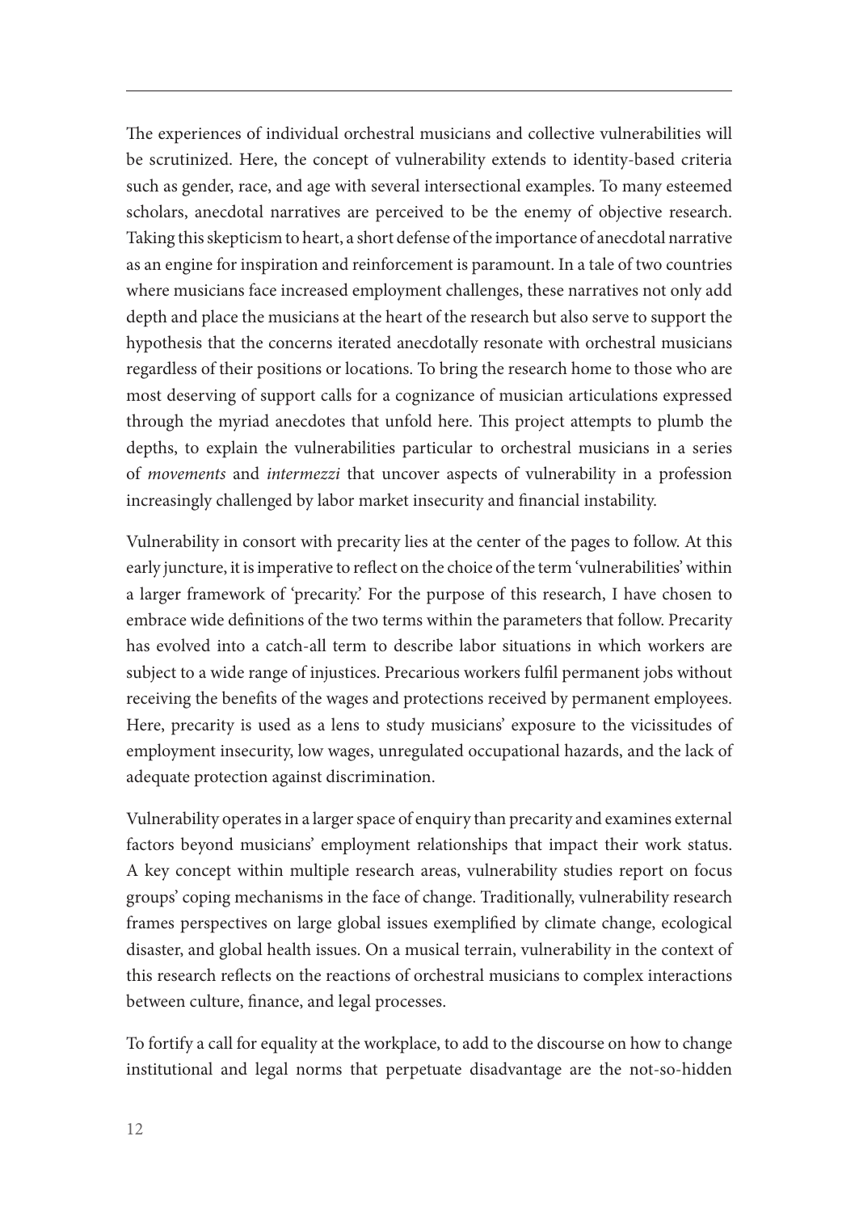The experiences of individual orchestral musicians and collective vulnerabilities will be scrutinized. Here, the concept of vulnerability extends to identity-based criteria such as gender, race, and age with several intersectional examples. To many esteemed scholars, anecdotal narratives are perceived to be the enemy of objective research. Taking this skepticism to heart, a short defense of the importance of anecdotal narrative as an engine for inspiration and reinforcement is paramount. In a tale of two countries where musicians face increased employment challenges, these narratives not only add depth and place the musicians at the heart of the research but also serve to support the hypothesis that the concerns iterated anecdotally resonate with orchestral musicians regardless of their positions or locations. To bring the research home to those who are most deserving of support calls for a cognizance of musician articulations expressed through the myriad anecdotes that unfold here. This project attempts to plumb the depths, to explain the vulnerabilities particular to orchestral musicians in a series of *movements* and *intermezzi* that uncover aspects of vulnerability in a profession increasingly challenged by labor market insecurity and financial instability.

Vulnerability in consort with precarity lies at the center of the pages to follow. At this early juncture, it is imperative to reflect on the choice of the term 'vulnerabilities' within a larger framework of 'precarity.' For the purpose of this research, I have chosen to embrace wide definitions of the two terms within the parameters that follow. Precarity has evolved into a catch-all term to describe labor situations in which workers are subject to a wide range of injustices. Precarious workers fulfil permanent jobs without receiving the benefits of the wages and protections received by permanent employees. Here, precarity is used as a lens to study musicians' exposure to the vicissitudes of employment insecurity, low wages, unregulated occupational hazards, and the lack of adequate protection against discrimination.

Vulnerability operates in a larger space of enquiry than precarity and examines external factors beyond musicians' employment relationships that impact their work status. A key concept within multiple research areas, vulnerability studies report on focus groups' coping mechanisms in the face of change. Traditionally, vulnerability research frames perspectives on large global issues exemplified by climate change, ecological disaster, and global health issues. On a musical terrain, vulnerability in the context of this research reflects on the reactions of orchestral musicians to complex interactions between culture, finance, and legal processes.

To fortify a call for equality at the workplace, to add to the discourse on how to change institutional and legal norms that perpetuate disadvantage are the not-so-hidden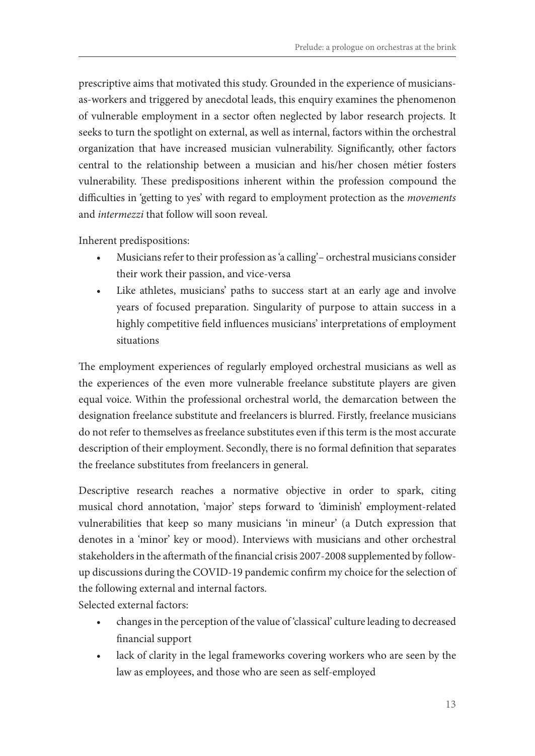prescriptive aims that motivated this study. Grounded in the experience of musicians-as-workers and triggered by anecdotal leads, this enquiry examines the phenomenon of vulnerable employment in a sector often neglected by labor research projects. It seeks to turn the spotlight on external, as well as internal, factors within the orchestral organization that have increased musician vulnerability. Significantly, other factors central to the relationship between a musician and his/her chosen métier fosters vulnerability. These predispositions inherent within the profession compound the difficulties in 'getting to yes' with regard to employment protection as the *movements* and *intermezzi* that follow will soon reveal.

Inherent predispositions:

- Musicians refer to their profession as 'a calling' – orchestral musicians consider their work their passion, and vice-versa
- Like athletes, musicians' paths to success start at an early age and involve years of focused preparation. Singularity of purpose to attain success in a highly competitive field influences musicians' interpretations of employment situations

The employment experiences of regularly employed orchestral musicians as well as the experiences of the even more vulnerable freelance substitute players are given equal voice. Within the professional orchestral world, the demarcation between the designation freelance substitute and freelancers is blurred. Firstly, freelance musicians do not refer to themselves as freelance substitutes even if this term is the most accurate description of their employment. Secondly, there is no formal definition that separates the freelance substitutes from freelancers in general.

Descriptive research reaches a normative objective in order to spark, citing musical chord annotation, 'major' steps forward to 'diminish' employment-related vulnerabilities that keep so many musicians 'in mineur' (a Dutch expression that denotes in a 'minor' key or mood). Interviews with musicians and other orchestral stakeholders in the aftermath of the financial crisis 2007-2008 supplemented by follow-up discussions during the COVID-19 pandemic confirm my choice for the selection of the following external and internal factors.

Selected external factors:

- changes in the perception of the value of 'classical' culture leading to decreased financial support
- lack of clarity in the legal frameworks covering workers who are seen by the law as employees, and those who are seen as self-employed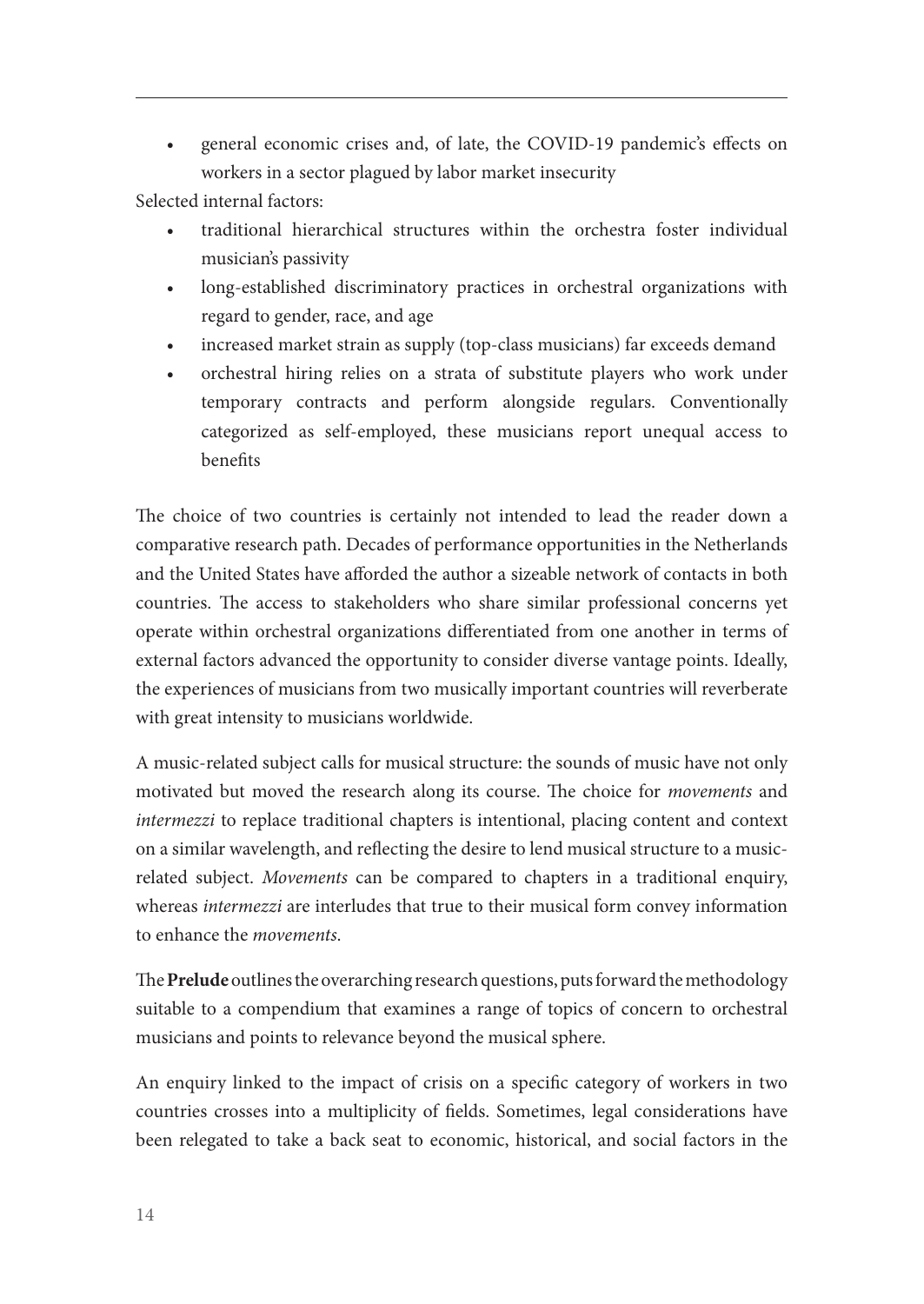- general economic crises and, of late, the COVID-19 pandemic's effects on workers in a sector plagued by labor market insecurity

Selected internal factors:

- traditional hierarchical structures within the orchestra foster individual musician's passivity
- long-established discriminatory practices in orchestral organizations with regard to gender, race, and age
- increased market strain as supply (top-class musicians) far exceeds demand
- orchestral hiring relies on a strata of substitute players who work under temporary contracts and perform alongside regulars. Conventionally categorized as self-employed, these musicians report unequal access to benefits

The choice of two countries is certainly not intended to lead the reader down a comparative research path. Decades of performance opportunities in the Netherlands and the United States have afforded the author a sizeable network of contacts in both countries. The access to stakeholders who share similar professional concerns yet operate within orchestral organizations differentiated from one another in terms of external factors advanced the opportunity to consider diverse vantage points. Ideally, the experiences of musicians from two musically important countries will reverberate with great intensity to musicians worldwide.

A music-related subject calls for musical structure: the sounds of music have not only motivated but moved the research along its course. The choice for *movements* and *intermezzi* to replace traditional chapters is intentional, placing content and context on a similar wavelength, and reflecting the desire to lend musical structure to a music-related subject. *Movements* can be compared to chapters in a traditional enquiry, whereas *intermezzi* are interludes that true to their musical form convey information to enhance the *movements*.

The **Prelude** outlines the overarching research questions, puts forward the methodology suitable to a compendium that examines a range of topics of concern to orchestral musicians and points to relevance beyond the musical sphere.

An enquiry linked to the impact of crisis on a specific category of workers in two countries crosses into a multiplicity of fields. Sometimes, legal considerations have been relegated to take a back seat to economic, historical, and social factors in the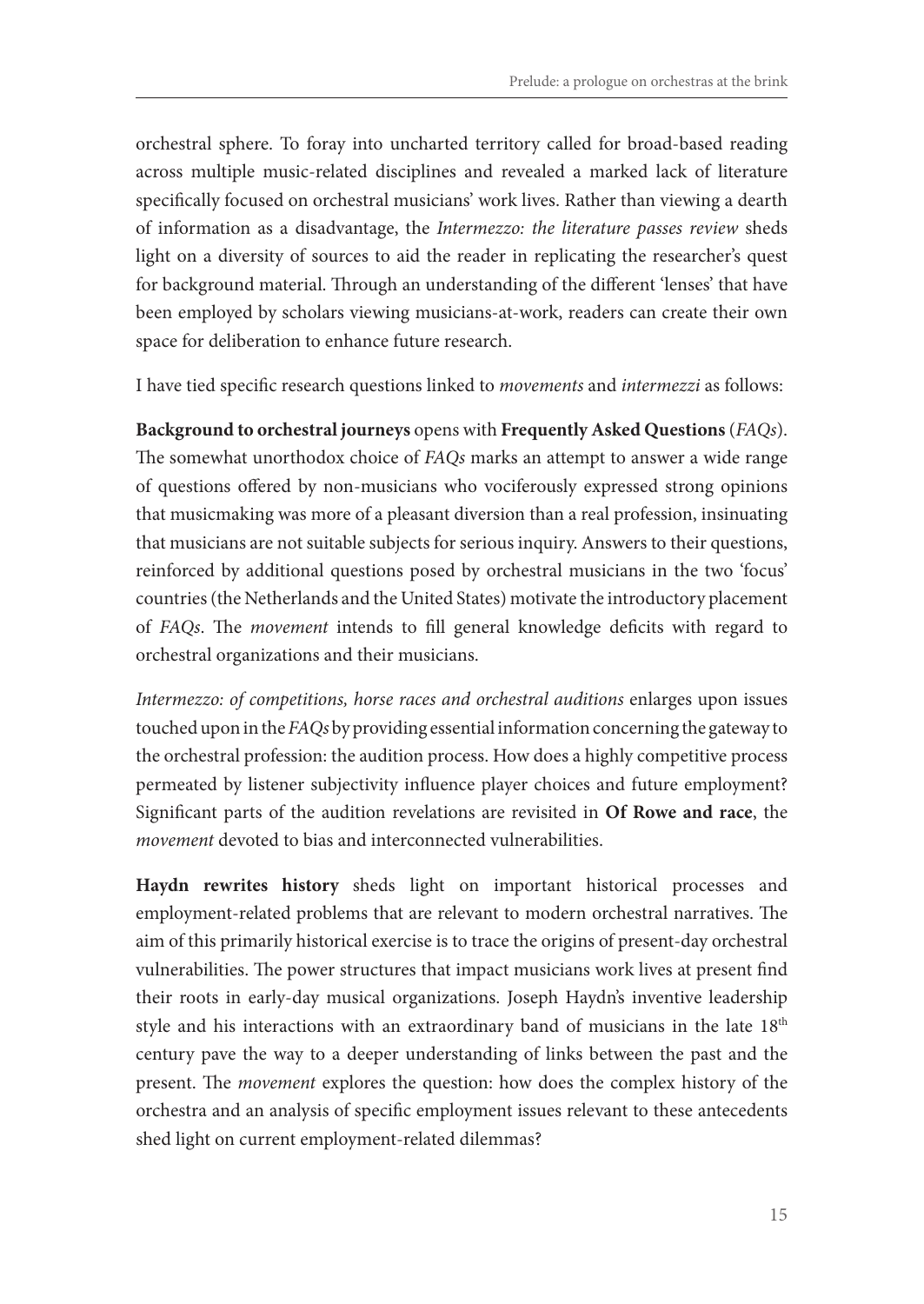orchestral sphere. To foray into uncharted territory called for broad-based reading across multiple music-related disciplines and revealed a marked lack of literature specifically focused on orchestral musicians' work lives. Rather than viewing a dearth of information as a disadvantage, the *Intermezzo: the literature passes review* sheds light on a diversity of sources to aid the reader in replicating the researcher's quest for background material. Through an understanding of the different 'lenses' that have been employed by scholars viewing musicians-at-work, readers can create their own space for deliberation to enhance future research.

I have tied specific research questions linked to *movements* and *intermezzi* as follows:

**Background to orchestral journeys** opens with **Frequently Asked Questions** (*FAQs*). The somewhat unorthodox choice of *FAQs* marks an attempt to answer a wide range of questions offered by non-musicians who vociferously expressed strong opinions that musicmaking was more of a pleasant diversion than a real profession, insinuating that musicians are not suitable subjects for serious inquiry. Answers to their questions, reinforced by additional questions posed by orchestral musicians in the two 'focus' countries (the Netherlands and the United States) motivate the introductory placement of *FAQs*. The *movement* intends to fill general knowledge deficits with regard to orchestral organizations and their musicians.

*Intermezzo: of competitions, horse races and orchestral auditions* enlarges upon issues touched upon in the *FAQs* by providing essential information concerning the gateway to the orchestral profession: the audition process. How does a highly competitive process permeated by listener subjectivity influence player choices and future employment? Significant parts of the audition revelations are revisited in **Of Rowe and race**, the *movement* devoted to bias and interconnected vulnerabilities.

**Haydn rewrites history** sheds light on important historical processes and employment-related problems that are relevant to modern orchestral narratives. The aim of this primarily historical exercise is to trace the origins of present-day orchestral vulnerabilities. The power structures that impact musicians work lives at present find their roots in early-day musical organizations. Joseph Haydn's inventive leadership style and his interactions with an extraordinary band of musicians in the late 18th century pave the way to a deeper understanding of links between the past and the present. The *movement* explores the question: how does the complex history of the orchestra and an analysis of specific employment issues relevant to these antecedents shed light on current employment-related dilemmas?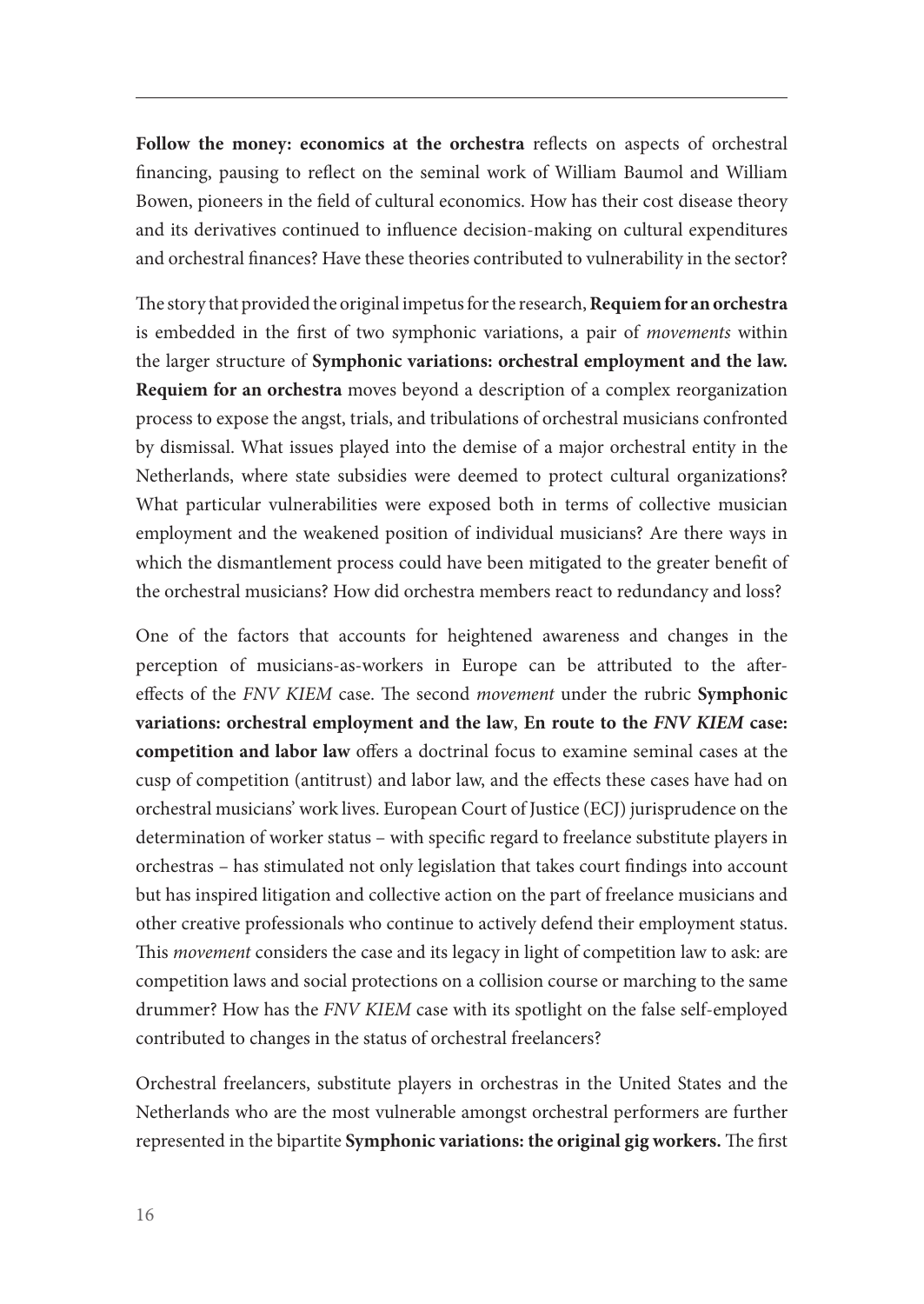**Follow the money: economics at the orchestra** reflects on aspects of orchestral financing, pausing to reflect on the seminal work of William Baumol and William Bowen, pioneers in the field of cultural economics. How has their cost disease theory and its derivatives continued to influence decision-making on cultural expenditures and orchestral finances? Have these theories contributed to vulnerability in the sector?

The story that provided the original impetus for the research, **Requiem for an orchestra** is embedded in the first of two symphonic variations, a pair of *movements* within the larger structure of **Symphonic variations: orchestral employment and the law.** **Requiem for an orchestra** moves beyond a description of a complex reorganization process to expose the angst, trials, and tribulations of orchestral musicians confronted by dismissal. What issues played into the demise of a major orchestral entity in the Netherlands, where state subsidies were deemed to protect cultural organizations? What particular vulnerabilities were exposed both in terms of collective musician employment and the weakened position of individual musicians? Are there ways in which the dismantlement process could have been mitigated to the greater benefit of the orchestral musicians? How did orchestra members react to redundancy and loss?

One of the factors that accounts for heightened awareness and changes in the perception of musicians-as-workers in Europe can be attributed to the after-effects of the *FNV KIEM* case. The second *movement* under the rubric **Symphonic variations: orchestral employment and the law**, **En route to the *FNV KIEM* case: competition and labor law** offers a doctrinal focus to examine seminal cases at the cusp of competition (antitrust) and labor law, and the effects these cases have had on orchestral musicians' work lives. European Court of Justice (ECJ) jurisprudence on the determination of worker status – with specific regard to freelance substitute players in orchestras – has stimulated not only legislation that takes court findings into account but has inspired litigation and collective action on the part of freelance musicians and other creative professionals who continue to actively defend their employment status. This *movement* considers the case and its legacy in light of competition law to ask: are competition laws and social protections on a collision course or marching to the same drummer? How has the *FNV KIEM* case with its spotlight on the false self-employed contributed to changes in the status of orchestral freelancers?

Orchestral freelancers, substitute players in orchestras in the United States and the Netherlands who are the most vulnerable amongst orchestral performers are further represented in the bipartite **Symphonic variations: the original gig workers.** The first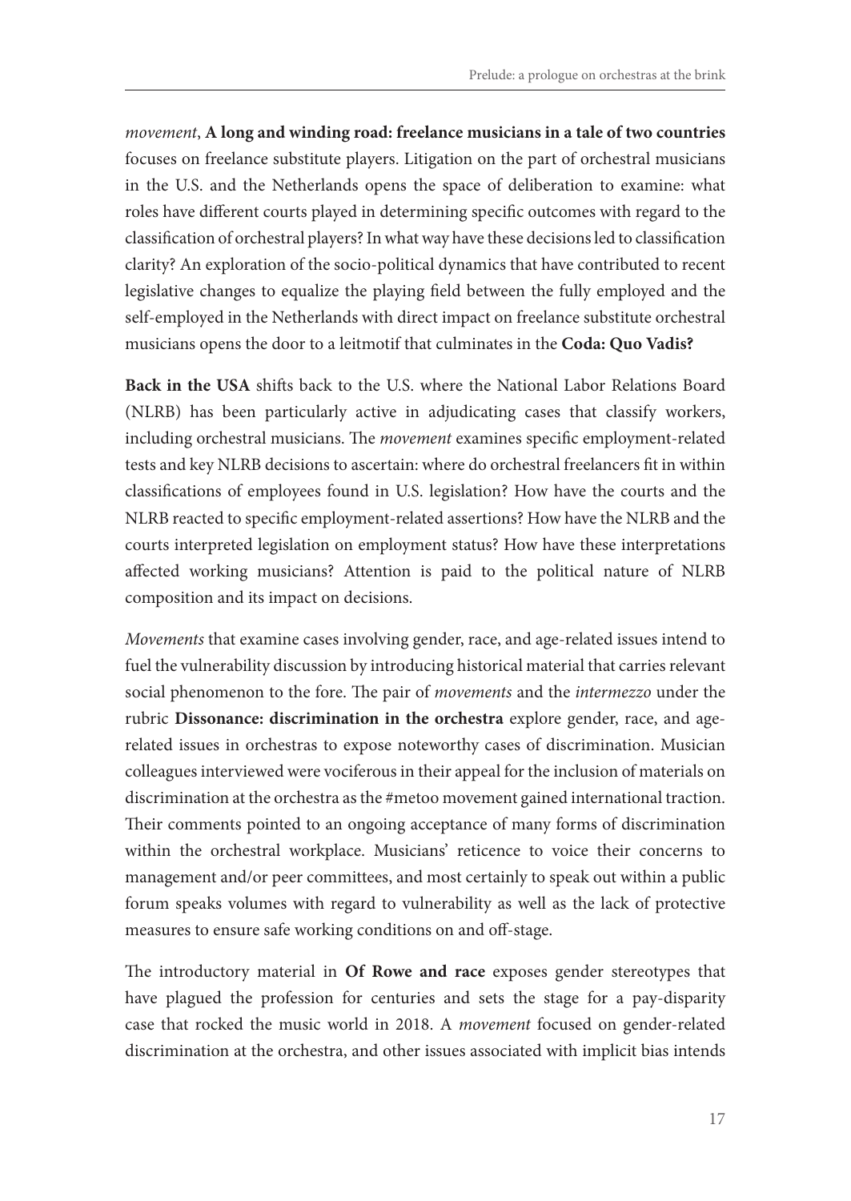*movement*, **A long and winding road: freelance musicians in a tale of two countries** focuses on freelance substitute players. Litigation on the part of orchestral musicians in the U.S. and the Netherlands opens the space of deliberation to examine: what roles have different courts played in determining specific outcomes with regard to the classification of orchestral players? In what way have these decisions led to classification clarity? An exploration of the socio-political dynamics that have contributed to recent legislative changes to equalize the playing field between the fully employed and the self-employed in the Netherlands with direct impact on freelance substitute orchestral musicians opens the door to a leitmotif that culminates in the **Coda: Quo Vadis?**

**Back in the USA** shifts back to the U.S. where the National Labor Relations Board (NLRB) has been particularly active in adjudicating cases that classify workers, including orchestral musicians. The *movement* examines specific employment-related tests and key NLRB decisions to ascertain: where do orchestral freelancers fit in within classifications of employees found in U.S. legislation? How have the courts and the NLRB reacted to specific employment-related assertions? How have the NLRB and the courts interpreted legislation on employment status? How have these interpretations affected working musicians? Attention is paid to the political nature of NLRB composition and its impact on decisions.

*Movements* that examine cases involving gender, race, and age-related issues intend to fuel the vulnerability discussion by introducing historical material that carries relevant social phenomenon to the fore. The pair of *movements* and the *intermezzo* under the rubric **Dissonance: discrimination in the orchestra** explore gender, race, and age-related issues in orchestras to expose noteworthy cases of discrimination. Musician colleagues interviewed were vociferous in their appeal for the inclusion of materials on discrimination at the orchestra as the #metoo movement gained international traction. Their comments pointed to an ongoing acceptance of many forms of discrimination within the orchestral workplace. Musicians' reticence to voice their concerns to management and/or peer committees, and most certainly to speak out within a public forum speaks volumes with regard to vulnerability as well as the lack of protective measures to ensure safe working conditions on and off-stage.

The introductory material in **Of Rowe and race** exposes gender stereotypes that have plagued the profession for centuries and sets the stage for a pay-disparity case that rocked the music world in 2018. A *movement* focused on gender-related discrimination at the orchestra, and other issues associated with implicit bias intends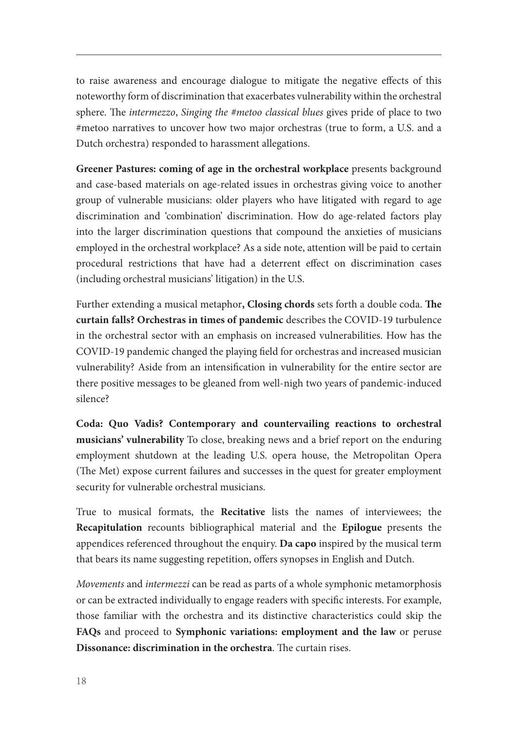to raise awareness and encourage dialogue to mitigate the negative effects of this noteworthy form of discrimination that exacerbates vulnerability within the orchestral sphere. The *intermezzo*, *Singing the #metoo classical blues* gives pride of place to two #metoo narratives to uncover how two major orchestras (true to form, a U.S. and a Dutch orchestra) responded to harassment allegations.

**Greener Pastures: coming of age in the orchestral workplace** presents background and case-based materials on age-related issues in orchestras giving voice to another group of vulnerable musicians: older players who have litigated with regard to age discrimination and 'combination' discrimination. How do age-related factors play into the larger discrimination questions that compound the anxieties of musicians employed in the orchestral workplace? As a side note, attention will be paid to certain procedural restrictions that have had a deterrent effect on discrimination cases (including orchestral musicians' litigation) in the U.S.

Further extending a musical metaphor**, Closing chords** sets forth a double coda. **The curtain falls? Orchestras in times of pandemic** describes the COVID-19 turbulence in the orchestral sector with an emphasis on increased vulnerabilities. How has the COVID-19 pandemic changed the playing field for orchestras and increased musician vulnerability? Aside from an intensification in vulnerability for the entire sector are there positive messages to be gleaned from well-nigh two years of pandemic-induced silence?

**Coda: Quo Vadis? Contemporary and countervailing reactions to orchestral musicians' vulnerability** To close, breaking news and a brief report on the enduring employment shutdown at the leading U.S. opera house, the Metropolitan Opera (The Met) expose current failures and successes in the quest for greater employment security for vulnerable orchestral musicians.

True to musical formats, the **Recitative** lists the names of interviewees; the **Recapitulation** recounts bibliographical material and the **Epilogue** presents the appendices referenced throughout the enquiry. **Da capo** inspired by the musical term that bears its name suggesting repetition, offers synopses in English and Dutch.

*Movements* and *intermezzi* can be read as parts of a whole symphonic metamorphosis or can be extracted individually to engage readers with specific interests. For example, those familiar with the orchestra and its distinctive characteristics could skip the **FAQs** and proceed to **Symphonic variations: employment and the law** or peruse **Dissonance: discrimination in the orchestra**. The curtain rises.